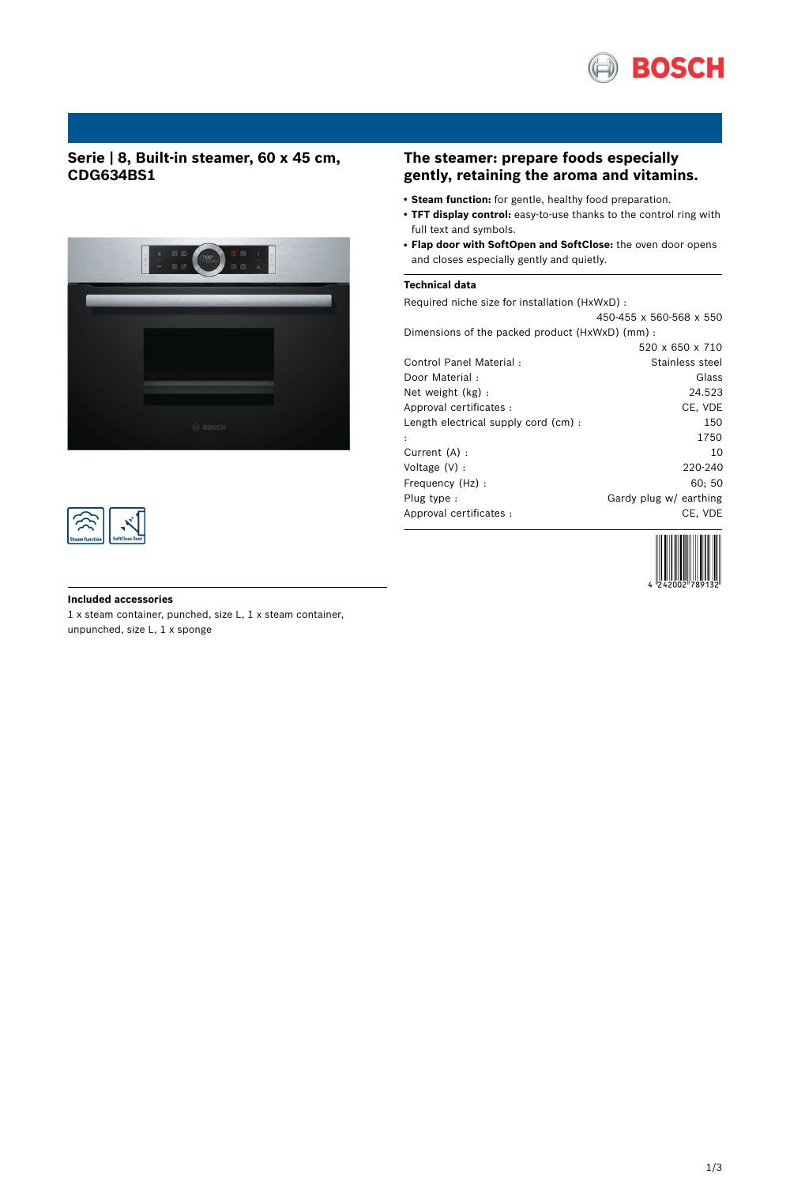# Serie | 8, Built-in steamer, 60 x 45 cm, CDG634BS1

## Included accessories

1 x steam container, punched, size L, 1 x steam container, unpunched, size L, 1 x sponge

## The steamer: prepare foods especially gently, retaining the aroma and vitamins.

- **Steam function:** for gentle, healthy food preparation.
- **TFT display control:** easy-to-use thanks to the control ring with full text and symbols.
- **Flap door with SoftOpen and SoftClose:** the oven door opens and closes especially gently and quietly.

### Technical data

| | |
|---|---|
| Required niche size for installation (HxWxD) : | 450-455 x 560-568 x 550 |
| Dimensions of the packed product (HxWxD) (mm) : | 520 x 650 x 710 |
| Control Panel Material : | Stainless steel |
| Door Material : | Glass |
| Net weight (kg) : | 24.523 |
| Approval certificates : | CE, VDE |
| Length electrical supply cord (cm) : | 150 |
| : | 1750 |
| Current (A) : | 10 |
| Voltage (V) : | 220-240 |
| Frequency (Hz) : | 60; 50 |
| Plug type : | Gardy plug w/ earthing |
| Approval certificates : | CE, VDE |

4 242002 789132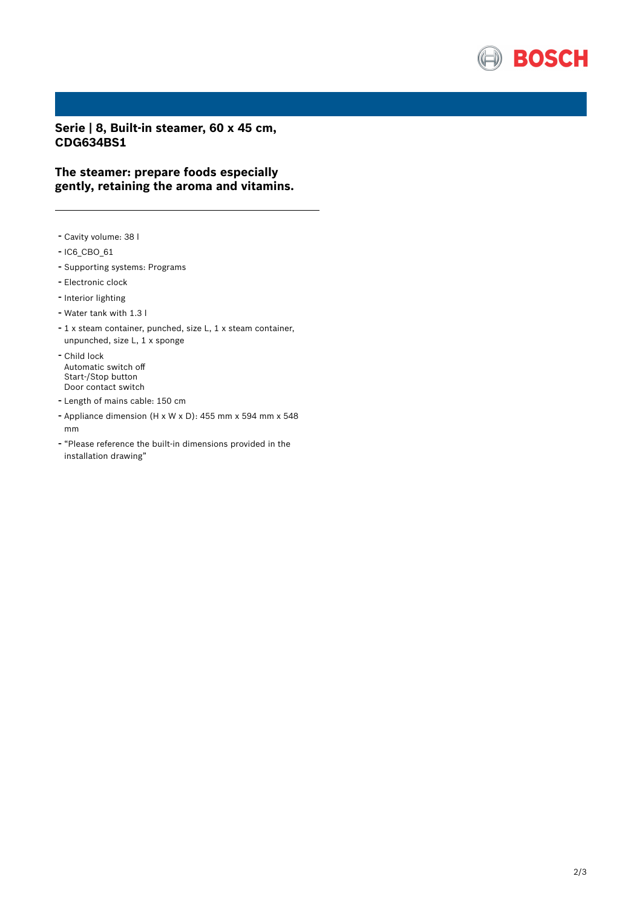## Serie | 8, Built-in steamer, 60 x 45 cm, CDG634BS1

### The steamer: prepare foods especially gently, retaining the aroma and vitamins.

---

- Cavity volume: 38 l
- IC6_CBO_61
- Supporting systems: Programs
- Electronic clock
- Interior lighting
- Water tank with 1.3 l
- 1 x steam container, punched, size L, 1 x steam container, unpunched, size L, 1 x sponge
- Child lock
  Automatic switch off
  Start-/Stop button
  Door contact switch
- Length of mains cable: 150 cm
- Appliance dimension (H x W x D): 455 mm x 594 mm x 548 mm
- "Please reference the built-in dimensions provided in the installation drawing"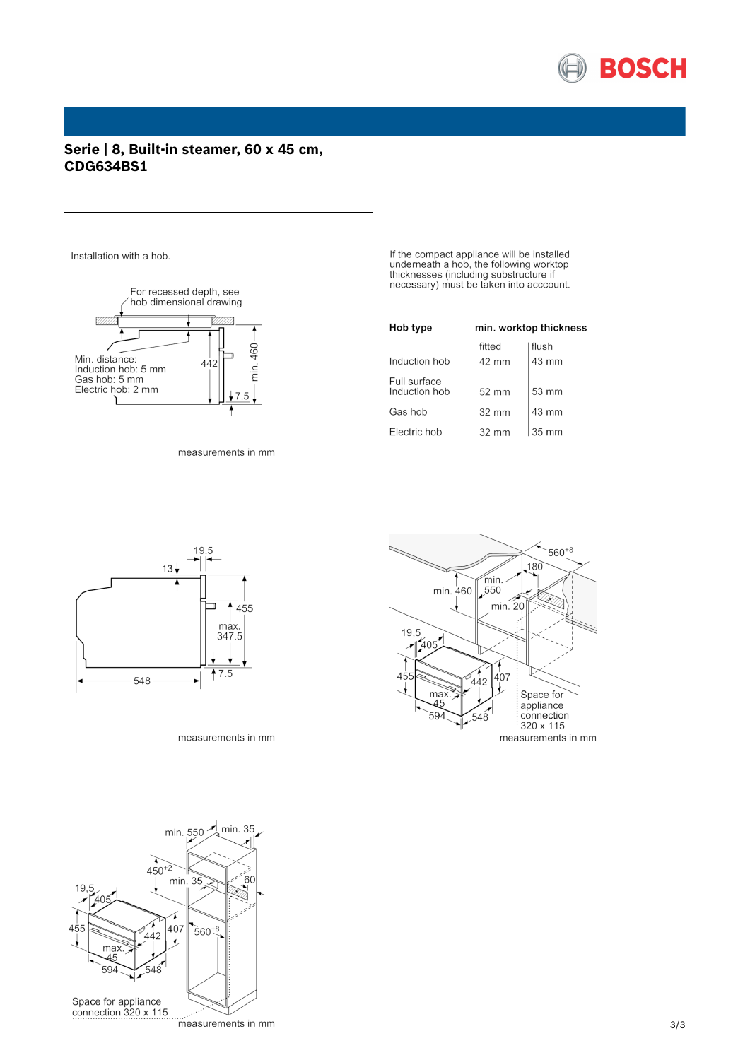## Serie | 8, Built-in steamer, 60 x 45 cm, CDG634BS1

Installation with a hob.

For recessed depth, see hob dimensional drawing

Min. distance:
Induction hob: 5 mm
Gas hob: 5 mm
Electric hob: 2 mm

442

min. 460

7.5

measurements in mm

If the compact appliance will be installed underneath a hob, the following worktop thicknesses (including substructure if necessary) must be taken into acccount.

| Hob type | min. worktop thickness | |
|---|---|---|
| | fitted | flush |
| Induction hob | 42 mm | 43 mm |
| Full surface Induction hob | 52 mm | 53 mm |
| Gas hob | 32 mm | 43 mm |
| Electric hob | 32 mm | 35 mm |

19.5

13

455

max. 347.5

7.5

548

measurements in mm

560+8

180

min. 460

min. 550

min. 20

19,5

405

455

442

407

max. 45

594

548

Space for appliance connection 320 x 115

measurements in mm

min. 550

min. 35

450+2

min. 35

60

19,5

405

455

442

407

560+8

max. 45

594

548

Space for appliance connection 320 x 115

measurements in mm